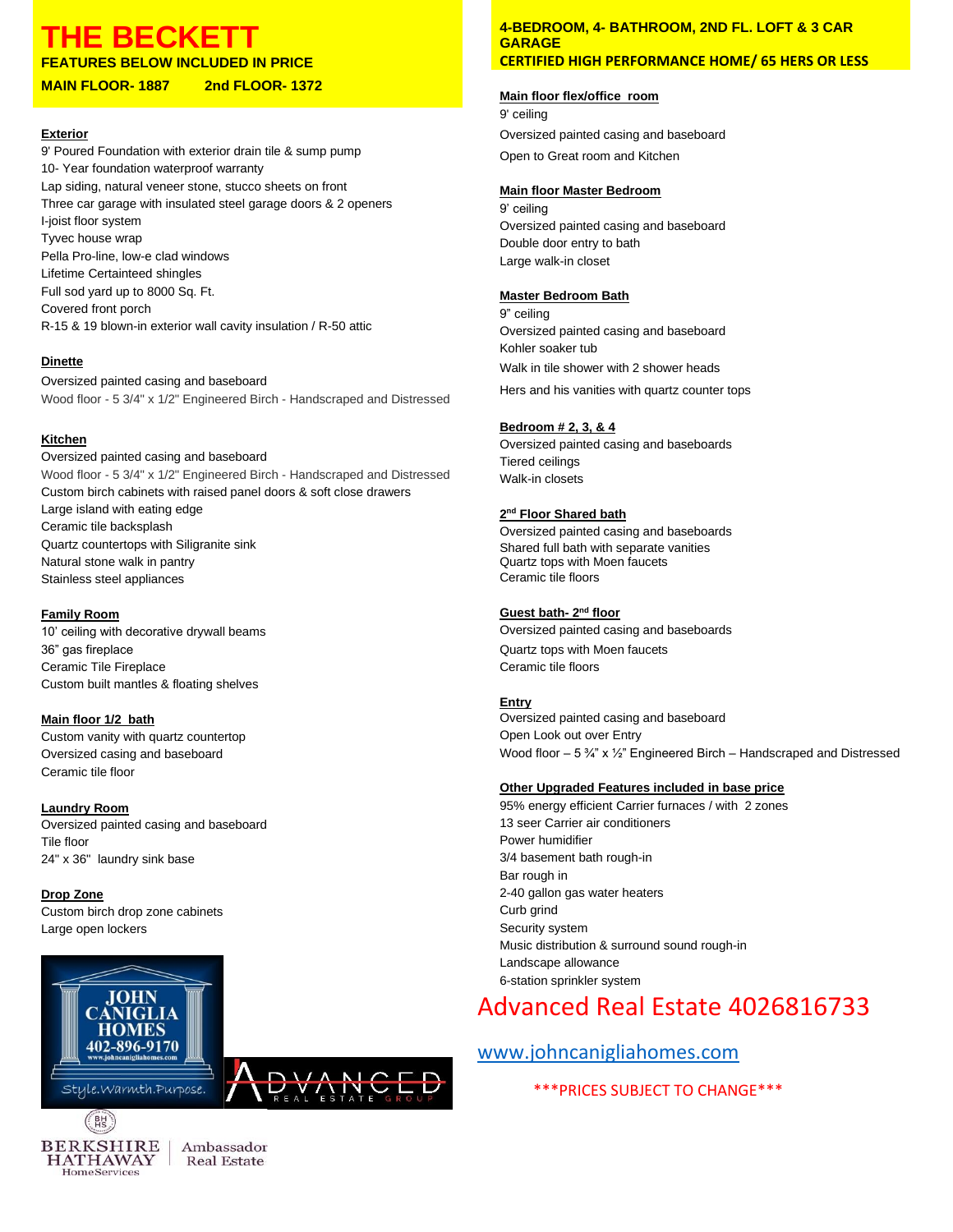# THE BECKETT

**FEATURES BELOW INCLUDED IN PRICE**

**MAIN FLOOR- 1887 2nd FLOOR- 1372**

**4-BEDROOM, 4- BATHROOM, 2ND FL. LOFT & 3 CAR GARAGE**

**CERTIFIED HIGH PERFORMANCE HOME/ 65 HERS OR LESS**

**Exterior**

9' Poured Foundation with exterior drain tile & sump pump
10- Year foundation waterproof warranty
Lap siding, natural veneer stone, stucco sheets on front
Three car garage with insulated steel garage doors & 2 openers
I-joist floor system
Tyvec house wrap
Pella Pro-line, low-e clad windows
Lifetime Certainteed shingles
Full sod yard up to 8000 Sq. Ft.
Covered front porch
R-15 & 19 blown-in exterior wall cavity insulation / R-50 attic

**Dinette**

Oversized painted casing and baseboard
Wood floor - 5 3/4" x 1/2" Engineered Birch - Handscraped and Distressed

**Kitchen**

Oversized painted casing and baseboard
Wood floor - 5 3/4" x 1/2" Engineered Birch - Handscraped and Distressed
Custom birch cabinets with raised panel doors & soft close drawers
Large island with eating edge
Ceramic tile backsplash
Quartz countertops with Siligranite sink
Natural stone walk in pantry
Stainless steel appliances

**Family Room**

10' ceiling with decorative drywall beams
36" gas fireplace
Ceramic Tile Fireplace
Custom built mantles & floating shelves

**Main floor 1/2 bath**

Custom vanity with quartz countertop
Oversized casing and baseboard
Ceramic tile floor

**Laundry Room**

Oversized painted casing and baseboard
Tile floor
24" x 36" laundry sink base

**Drop Zone**

Custom birch drop zone cabinets
Large open lockers

**Main floor flex/office room**

9' ceiling
Oversized painted casing and baseboard
Open to Great room and Kitchen

**Main floor Master Bedroom**

9' ceiling
Oversized painted casing and baseboard
Double door entry to bath
Large walk-in closet

**Master Bedroom Bath**

9" ceiling
Oversized painted casing and baseboard
Kohler soaker tub
Walk in tile shower with 2 shower heads
Hers and his vanities with quartz counter tops

**Bedroom # 2, 3, & 4**

Oversized painted casing and baseboards
Tiered ceilings
Walk-in closets

**2nd Floor Shared bath**

Oversized painted casing and baseboards
Shared full bath with separate vanities
Quartz tops with Moen faucets
Ceramic tile floors

**Guest bath- 2nd floor**

Oversized painted casing and baseboards
Quartz tops with Moen faucets
Ceramic tile floors

**Entry**

Oversized painted casing and baseboard
Open Look out over Entry
Wood floor – 5 ¾" x ½" Engineered Birch – Handscraped and Distressed

**Other Upgraded Features included in base price**

95% energy efficient Carrier furnaces / with 2 zones
13 seer Carrier air conditioners
Power humidifier
3/4 basement bath rough-in
Bar rough in
2-40 gallon gas water heaters
Curb grind
Security system
Music distribution & surround sound rough-in
Landscape allowance
6-station sprinkler system

## Advanced Real Estate 4026816733

www.johncanigliahomes.com

***PRICES SUBJECT TO CHANGE***

JOHN CANIGLIA HOMES 402-896-9170 www.johncanigliahomes.com Style.Warmth.Purpose.

ADVANCED REAL ESTATE GROUP

BERKSHIRE HATHAWAY HomeServices | Ambassador Real Estate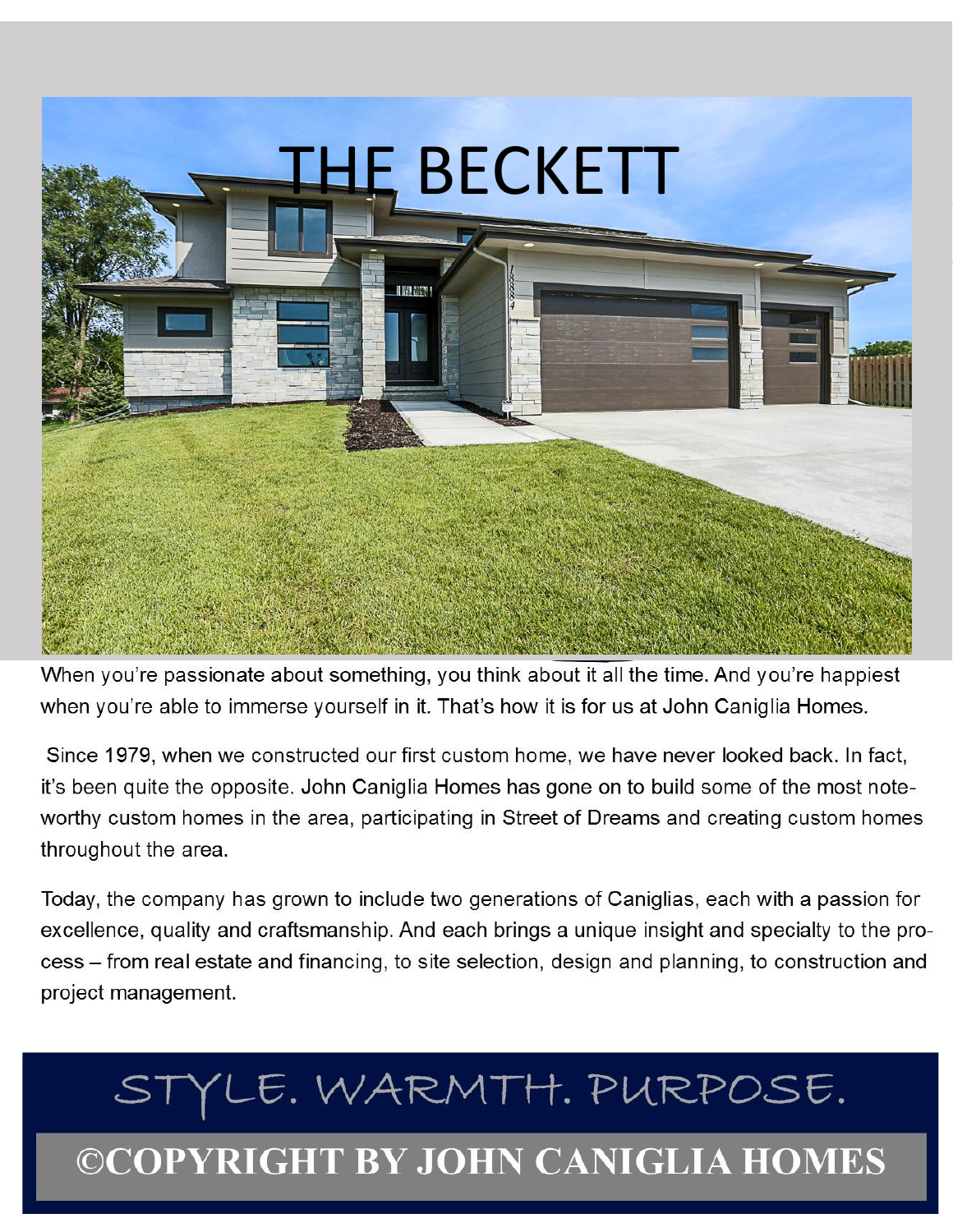# THE BECKETT

When you're passionate about something, you think about it all the time. And you're happiest when you're able to immerse yourself in it. That's how it is for us at John Caniglia Homes.

Since 1979, when we constructed our first custom home, we have never looked back. In fact, it's been quite the opposite. John Caniglia Homes has gone on to build some of the most noteworthy custom homes in the area, participating in Street of Dreams and creating custom homes throughout the area.

Today, the company has grown to include two generations of Caniglias, each with a passion for excellence, quality and craftsmanship. And each brings a unique insight and specialty to the process – from real estate and financing, to site selection, design and planning, to construction and project management.

STYLE. WARMTH. PURPOSE.

**©COPYRIGHT BY JOHN CANIGLIA HOMES**